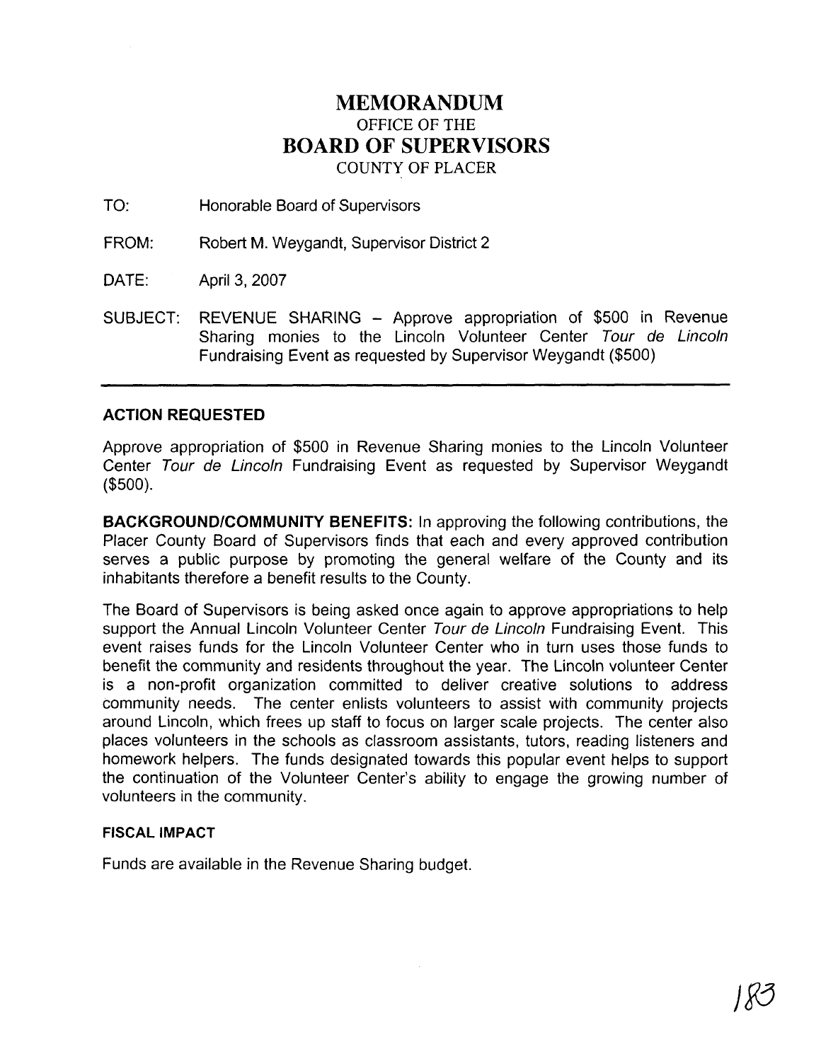# MEMORANDUM
## OFFICE OF THE
# BOARD OF SUPERVISORS
### COUNTY OF PLACER

TO: Honorable Board of Supervisors

FROM: Robert M. Weygandt, Supervisor District 2

DATE: April 3, 2007

SUBJECT: REVENUE SHARING – Approve appropriation of $500 in Revenue Sharing monies to the Lincoln Volunteer Center *Tour de Lincoln* Fundraising Event as requested by Supervisor Weygandt ($500)

---

**ACTION REQUESTED**

Approve appropriation of $500 in Revenue Sharing monies to the Lincoln Volunteer Center *Tour de Lincoln* Fundraising Event as requested by Supervisor Weygandt ($500).

**BACKGROUND/COMMUNITY BENEFITS:** In approving the following contributions, the Placer County Board of Supervisors finds that each and every approved contribution serves a public purpose by promoting the general welfare of the County and its inhabitants therefore a benefit results to the County.

The Board of Supervisors is being asked once again to approve appropriations to help support the Annual Lincoln Volunteer Center *Tour de Lincoln* Fundraising Event. This event raises funds for the Lincoln Volunteer Center who in turn uses those funds to benefit the community and residents throughout the year. The Lincoln volunteer Center is a non-profit organization committed to deliver creative solutions to address community needs. The center enlists volunteers to assist with community projects around Lincoln, which frees up staff to focus on larger scale projects. The center also places volunteers in the schools as classroom assistants, tutors, reading listeners and homework helpers. The funds designated towards this popular event helps to support the continuation of the Volunteer Center's ability to engage the growing number of volunteers in the community.

**FISCAL IMPACT**

Funds are available in the Revenue Sharing budget.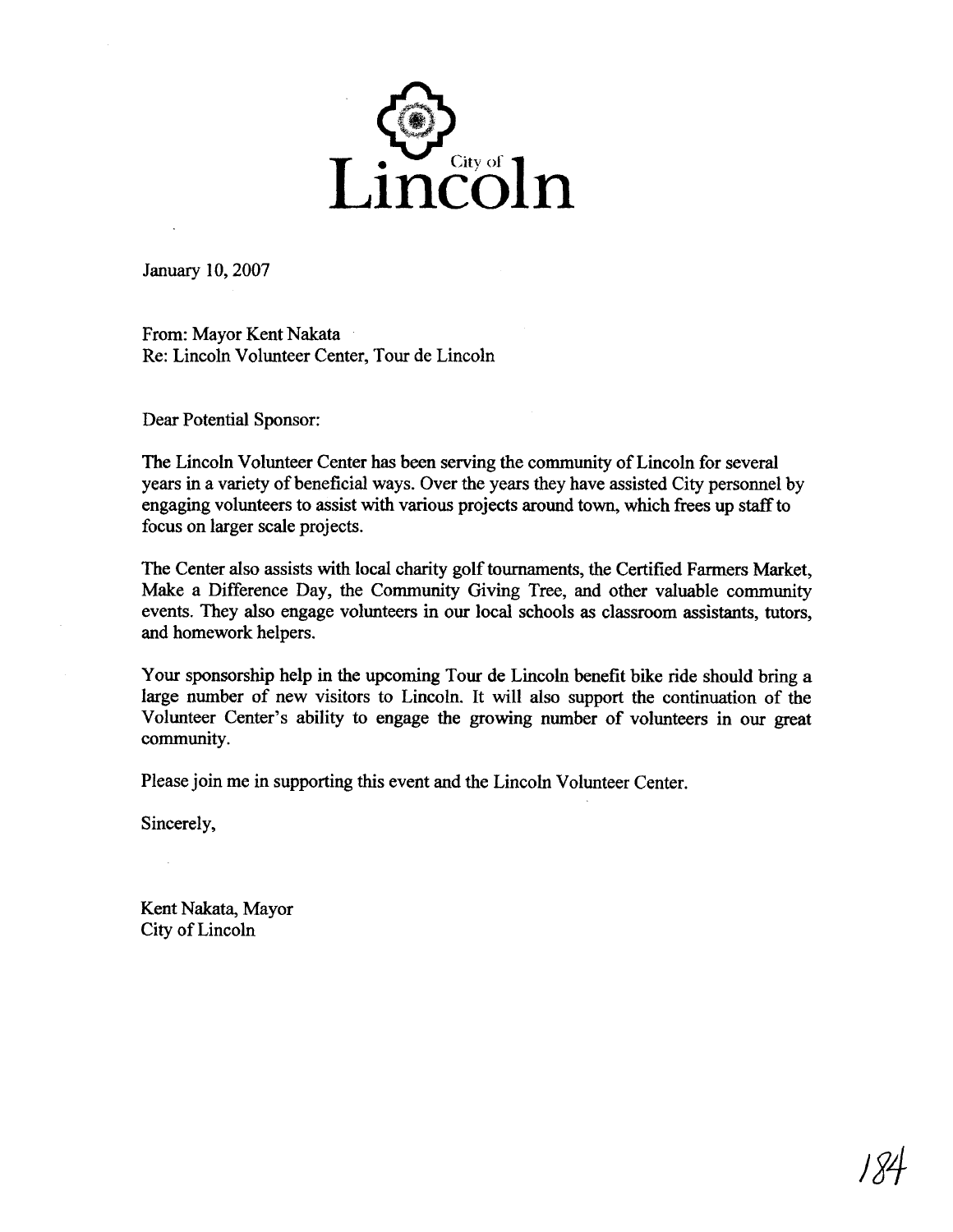City of Lincoln

January 10, 2007

From: Mayor Kent Nakata
Re: Lincoln Volunteer Center, Tour de Lincoln

Dear Potential Sponsor:

The Lincoln Volunteer Center has been serving the community of Lincoln for several years in a variety of beneficial ways. Over the years they have assisted City personnel by engaging volunteers to assist with various projects around town, which frees up staff to focus on larger scale projects.

The Center also assists with local charity golf tournaments, the Certified Farmers Market, Make a Difference Day, the Community Giving Tree, and other valuable community events. They also engage volunteers in our local schools as classroom assistants, tutors, and homework helpers.

Your sponsorship help in the upcoming Tour de Lincoln benefit bike ride should bring a large number of new visitors to Lincoln. It will also support the continuation of the Volunteer Center's ability to engage the growing number of volunteers in our great community.

Please join me in supporting this event and the Lincoln Volunteer Center.

Sincerely,

Kent Nakata, Mayor
City of Lincoln